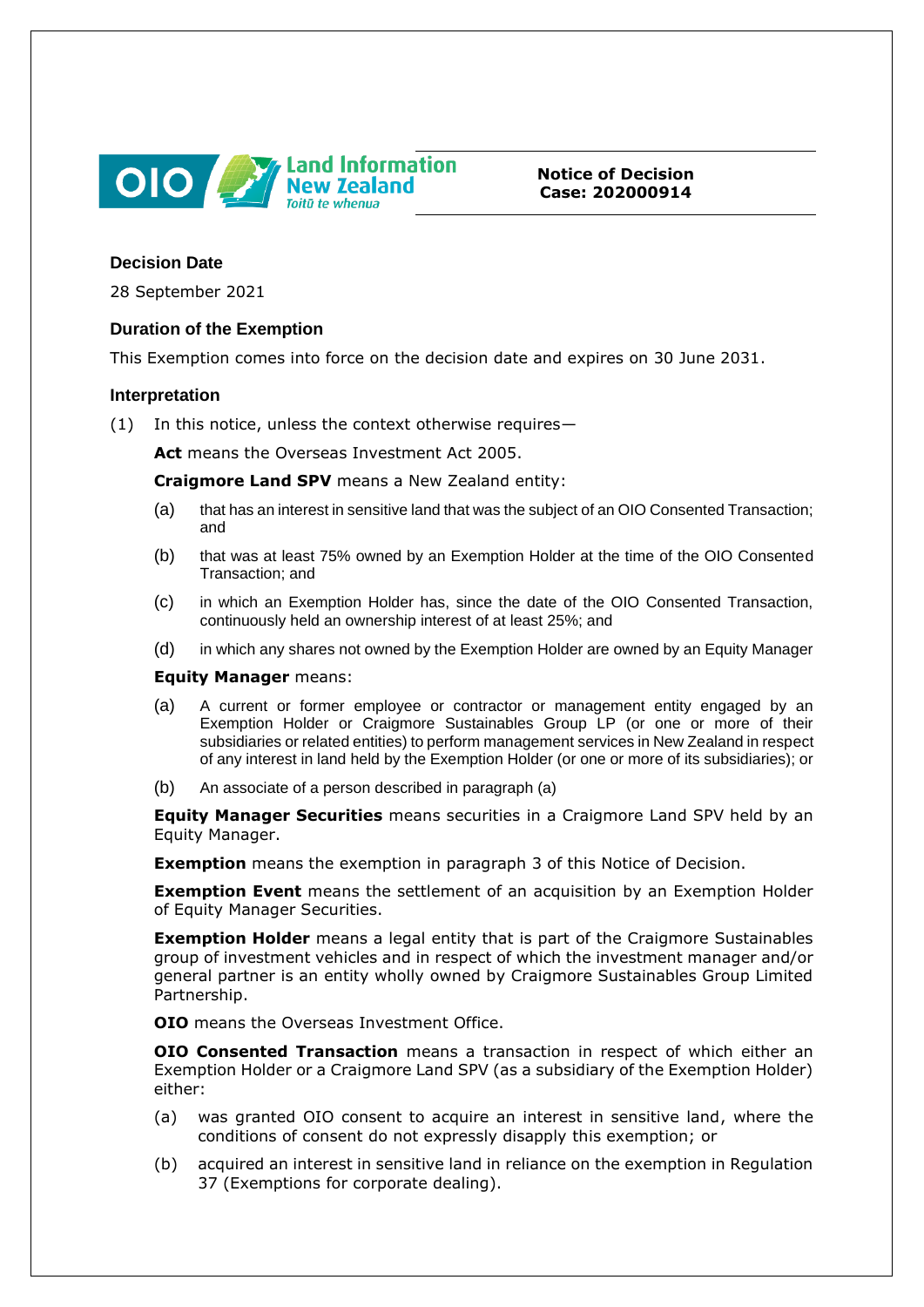**Notice of Decision**
**Case: 202000914**

### Decision Date

28 September 2021

### Duration of the Exemption

This Exemption comes into force on the decision date and expires on 30 June 2031.

### Interpretation

(1) In this notice, unless the context otherwise requires—

**Act** means the Overseas Investment Act 2005.

**Craigmore Land SPV** means a New Zealand entity:

(a) that has an interest in sensitive land that was the subject of an OIO Consented Transaction; and

(b) that was at least 75% owned by an Exemption Holder at the time of the OIO Consented Transaction; and

(c) in which an Exemption Holder has, since the date of the OIO Consented Transaction, continuously held an ownership interest of at least 25%; and

(d) in which any shares not owned by the Exemption Holder are owned by an Equity Manager

**Equity Manager** means:

(a) A current or former employee or contractor or management entity engaged by an Exemption Holder or Craigmore Sustainables Group LP (or one or more of their subsidiaries or related entities) to perform management services in New Zealand in respect of any interest in land held by the Exemption Holder (or one or more of its subsidiaries); or

(b) An associate of a person described in paragraph (a)

**Equity Manager Securities** means securities in a Craigmore Land SPV held by an Equity Manager.

**Exemption** means the exemption in paragraph 3 of this Notice of Decision.

**Exemption Event** means the settlement of an acquisition by an Exemption Holder of Equity Manager Securities.

**Exemption Holder** means a legal entity that is part of the Craigmore Sustainables group of investment vehicles and in respect of which the investment manager and/or general partner is an entity wholly owned by Craigmore Sustainables Group Limited Partnership.

**OIO** means the Overseas Investment Office.

**OIO Consented Transaction** means a transaction in respect of which either an Exemption Holder or a Craigmore Land SPV (as a subsidiary of the Exemption Holder) either:

(a) was granted OIO consent to acquire an interest in sensitive land, where the conditions of consent do not expressly disapply this exemption; or

(b) acquired an interest in sensitive land in reliance on the exemption in Regulation 37 (Exemptions for corporate dealing).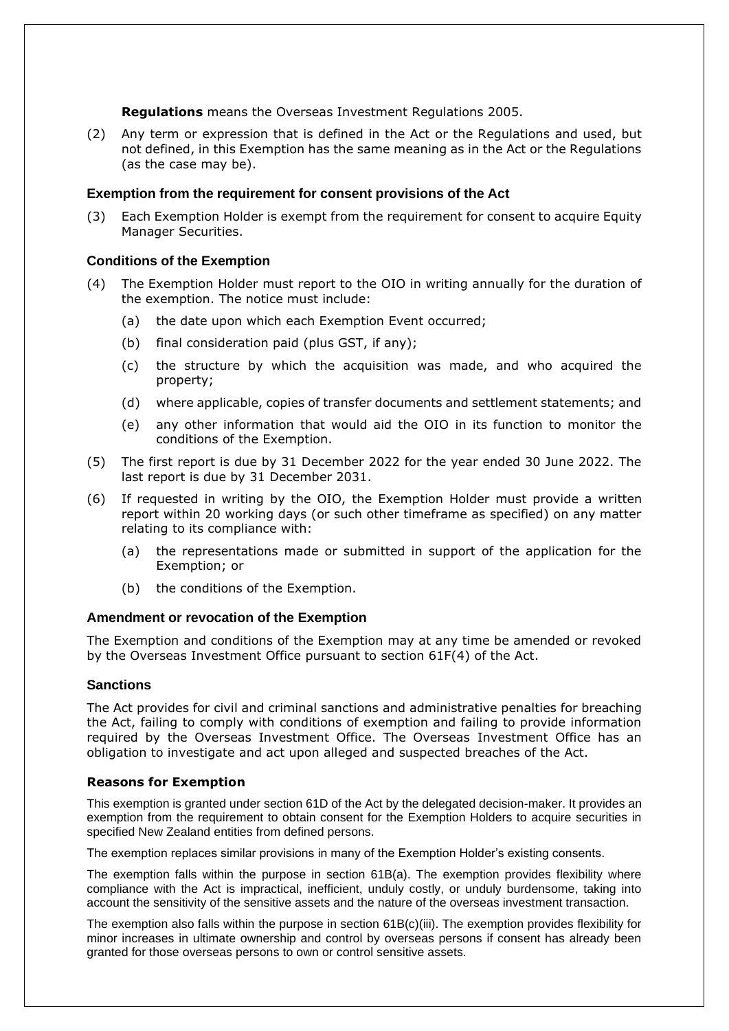**Regulations** means the Overseas Investment Regulations 2005.

(2) Any term or expression that is defined in the Act or the Regulations and used, but not defined, in this Exemption has the same meaning as in the Act or the Regulations (as the case may be).

### Exemption from the requirement for consent provisions of the Act

(3) Each Exemption Holder is exempt from the requirement for consent to acquire Equity Manager Securities.

### Conditions of the Exemption

(4) The Exemption Holder must report to the OIO in writing annually for the duration of the exemption. The notice must include:

- (a) the date upon which each Exemption Event occurred;
- (b) final consideration paid (plus GST, if any);
- (c) the structure by which the acquisition was made, and who acquired the property;
- (d) where applicable, copies of transfer documents and settlement statements; and
- (e) any other information that would aid the OIO in its function to monitor the conditions of the Exemption.

(5) The first report is due by 31 December 2022 for the year ended 30 June 2022. The last report is due by 31 December 2031.

(6) If requested in writing by the OIO, the Exemption Holder must provide a written report within 20 working days (or such other timeframe as specified) on any matter relating to its compliance with:

- (a) the representations made or submitted in support of the application for the Exemption; or
- (b) the conditions of the Exemption.

### Amendment or revocation of the Exemption

The Exemption and conditions of the Exemption may at any time be amended or revoked by the Overseas Investment Office pursuant to section 61F(4) of the Act.

### Sanctions

The Act provides for civil and criminal sanctions and administrative penalties for breaching the Act, failing to comply with conditions of exemption and failing to provide information required by the Overseas Investment Office. The Overseas Investment Office has an obligation to investigate and act upon alleged and suspected breaches of the Act.

### Reasons for Exemption

This exemption is granted under section 61D of the Act by the delegated decision-maker. It provides an exemption from the requirement to obtain consent for the Exemption Holders to acquire securities in specified New Zealand entities from defined persons.

The exemption replaces similar provisions in many of the Exemption Holder's existing consents.

The exemption falls within the purpose in section 61B(a). The exemption provides flexibility where compliance with the Act is impractical, inefficient, unduly costly, or unduly burdensome, taking into account the sensitivity of the sensitive assets and the nature of the overseas investment transaction.

The exemption also falls within the purpose in section 61B(c)(iii). The exemption provides flexibility for minor increases in ultimate ownership and control by overseas persons if consent has already been granted for those overseas persons to own or control sensitive assets.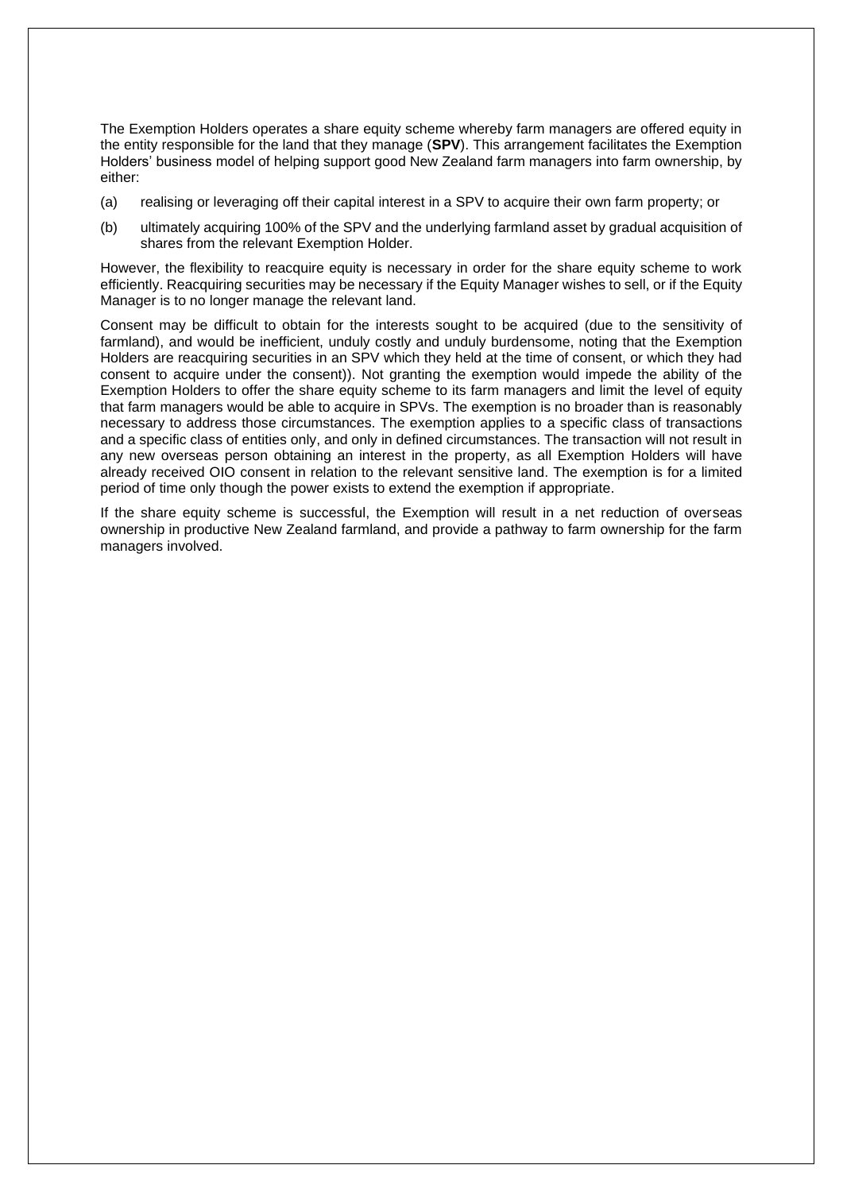The Exemption Holders operates a share equity scheme whereby farm managers are offered equity in the entity responsible for the land that they manage (**SPV**). This arrangement facilitates the Exemption Holders' business model of helping support good New Zealand farm managers into farm ownership, by either:

(a) realising or leveraging off their capital interest in a SPV to acquire their own farm property; or

(b) ultimately acquiring 100% of the SPV and the underlying farmland asset by gradual acquisition of shares from the relevant Exemption Holder.

However, the flexibility to reacquire equity is necessary in order for the share equity scheme to work efficiently. Reacquiring securities may be necessary if the Equity Manager wishes to sell, or if the Equity Manager is to no longer manage the relevant land.

Consent may be difficult to obtain for the interests sought to be acquired (due to the sensitivity of farmland), and would be inefficient, unduly costly and unduly burdensome, noting that the Exemption Holders are reacquiring securities in an SPV which they held at the time of consent, or which they had consent to acquire under the consent)). Not granting the exemption would impede the ability of the Exemption Holders to offer the share equity scheme to its farm managers and limit the level of equity that farm managers would be able to acquire in SPVs. The exemption is no broader than is reasonably necessary to address those circumstances. The exemption applies to a specific class of transactions and a specific class of entities only, and only in defined circumstances. The transaction will not result in any new overseas person obtaining an interest in the property, as all Exemption Holders will have already received OIO consent in relation to the relevant sensitive land. The exemption is for a limited period of time only though the power exists to extend the exemption if appropriate.

If the share equity scheme is successful, the Exemption will result in a net reduction of overseas ownership in productive New Zealand farmland, and provide a pathway to farm ownership for the farm managers involved.